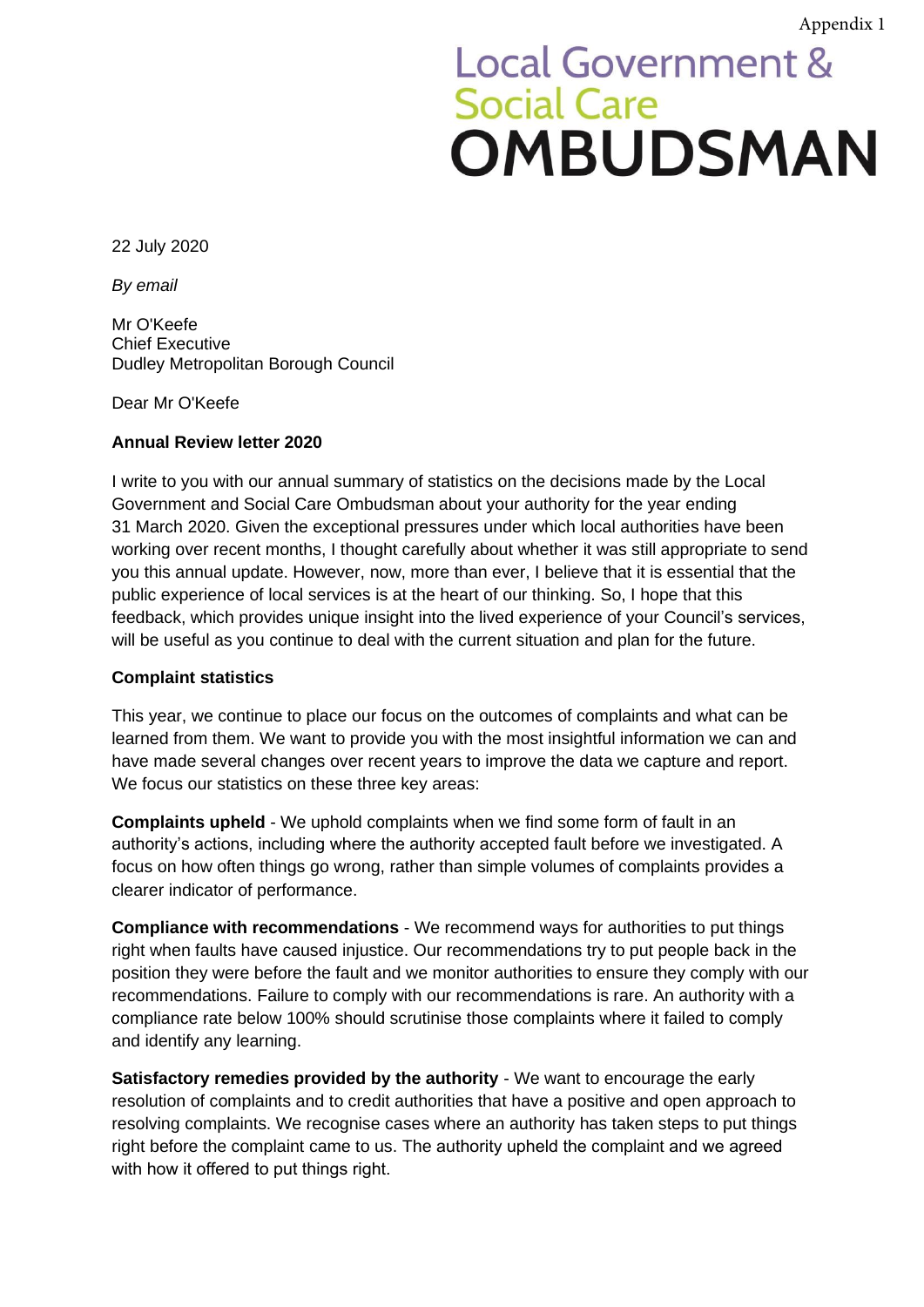Appendix 1

Local Government & Social Care
**OMBUDSMAN**

22 July 2020

*By email*

Mr O'Keefe
Chief Executive
Dudley Metropolitan Borough Council

Dear Mr O'Keefe

**Annual Review letter 2020**

I write to you with our annual summary of statistics on the decisions made by the Local Government and Social Care Ombudsman about your authority for the year ending 31 March 2020. Given the exceptional pressures under which local authorities have been working over recent months, I thought carefully about whether it was still appropriate to send you this annual update. However, now, more than ever, I believe that it is essential that the public experience of local services is at the heart of our thinking. So, I hope that this feedback, which provides unique insight into the lived experience of your Council's services, will be useful as you continue to deal with the current situation and plan for the future.

**Complaint statistics**

This year, we continue to place our focus on the outcomes of complaints and what can be learned from them. We want to provide you with the most insightful information we can and have made several changes over recent years to improve the data we capture and report. We focus our statistics on these three key areas:

**Complaints upheld** - We uphold complaints when we find some form of fault in an authority's actions, including where the authority accepted fault before we investigated. A focus on how often things go wrong, rather than simple volumes of complaints provides a clearer indicator of performance.

**Compliance with recommendations** - We recommend ways for authorities to put things right when faults have caused injustice. Our recommendations try to put people back in the position they were before the fault and we monitor authorities to ensure they comply with our recommendations. Failure to comply with our recommendations is rare. An authority with a compliance rate below 100% should scrutinise those complaints where it failed to comply and identify any learning.

**Satisfactory remedies provided by the authority** - We want to encourage the early resolution of complaints and to credit authorities that have a positive and open approach to resolving complaints. We recognise cases where an authority has taken steps to put things right before the complaint came to us. The authority upheld the complaint and we agreed with how it offered to put things right.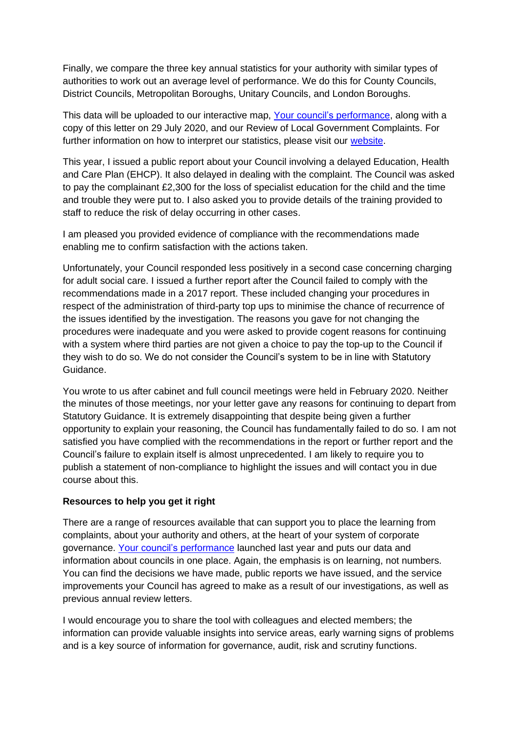Finally, we compare the three key annual statistics for your authority with similar types of authorities to work out an average level of performance. We do this for County Councils, District Councils, Metropolitan Boroughs, Unitary Councils, and London Boroughs.

This data will be uploaded to our interactive map, [Your council's performance](), along with a copy of this letter on 29 July 2020, and our Review of Local Government Complaints. For further information on how to interpret our statistics, please visit our [website]().

This year, I issued a public report about your Council involving a delayed Education, Health and Care Plan (EHCP). It also delayed in dealing with the complaint. The Council was asked to pay the complainant £2,300 for the loss of specialist education for the child and the time and trouble they were put to. I also asked you to provide details of the training provided to staff to reduce the risk of delay occurring in other cases.

I am pleased you provided evidence of compliance with the recommendations made enabling me to confirm satisfaction with the actions taken.

Unfortunately, your Council responded less positively in a second case concerning charging for adult social care. I issued a further report after the Council failed to comply with the recommendations made in a 2017 report. These included changing your procedures in respect of the administration of third-party top ups to minimise the chance of recurrence of the issues identified by the investigation. The reasons you gave for not changing the procedures were inadequate and you were asked to provide cogent reasons for continuing with a system where third parties are not given a choice to pay the top-up to the Council if they wish to do so. We do not consider the Council's system to be in line with Statutory Guidance.

You wrote to us after cabinet and full council meetings were held in February 2020. Neither the minutes of those meetings, nor your letter gave any reasons for continuing to depart from Statutory Guidance. It is extremely disappointing that despite being given a further opportunity to explain your reasoning, the Council has fundamentally failed to do so. I am not satisfied you have complied with the recommendations in the report or further report and the Council's failure to explain itself is almost unprecedented. I am likely to require you to publish a statement of non-compliance to highlight the issues and will contact you in due course about this.

**Resources to help you get it right**

There are a range of resources available that can support you to place the learning from complaints, about your authority and others, at the heart of your system of corporate governance. [Your council's performance]() launched last year and puts our data and information about councils in one place. Again, the emphasis is on learning, not numbers. You can find the decisions we have made, public reports we have issued, and the service improvements your Council has agreed to make as a result of our investigations, as well as previous annual review letters.

I would encourage you to share the tool with colleagues and elected members; the information can provide valuable insights into service areas, early warning signs of problems and is a key source of information for governance, audit, risk and scrutiny functions.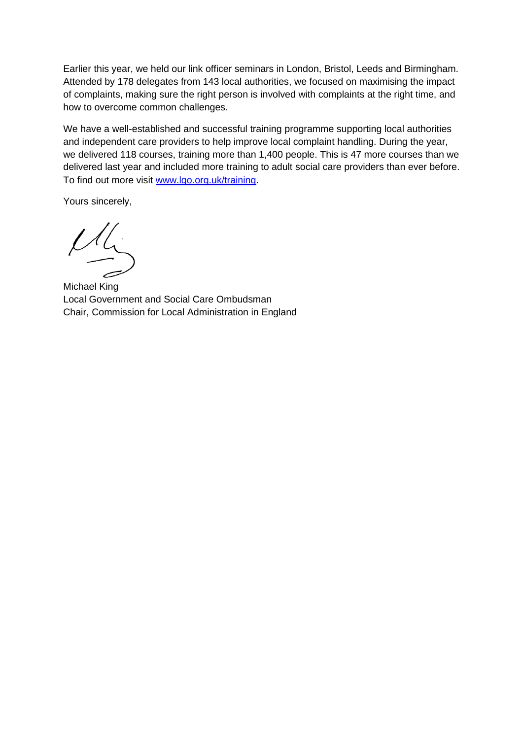Earlier this year, we held our link officer seminars in London, Bristol, Leeds and Birmingham. Attended by 178 delegates from 143 local authorities, we focused on maximising the impact of complaints, making sure the right person is involved with complaints at the right time, and how to overcome common challenges.

We have a well-established and successful training programme supporting local authorities and independent care providers to help improve local complaint handling. During the year, we delivered 118 courses, training more than 1,400 people. This is 47 more courses than we delivered last year and included more training to adult social care providers than ever before. To find out more visit [www.lgo.org.uk/training](www.lgo.org.uk/training).

Yours sincerely,

Michael King
Local Government and Social Care Ombudsman
Chair, Commission for Local Administration in England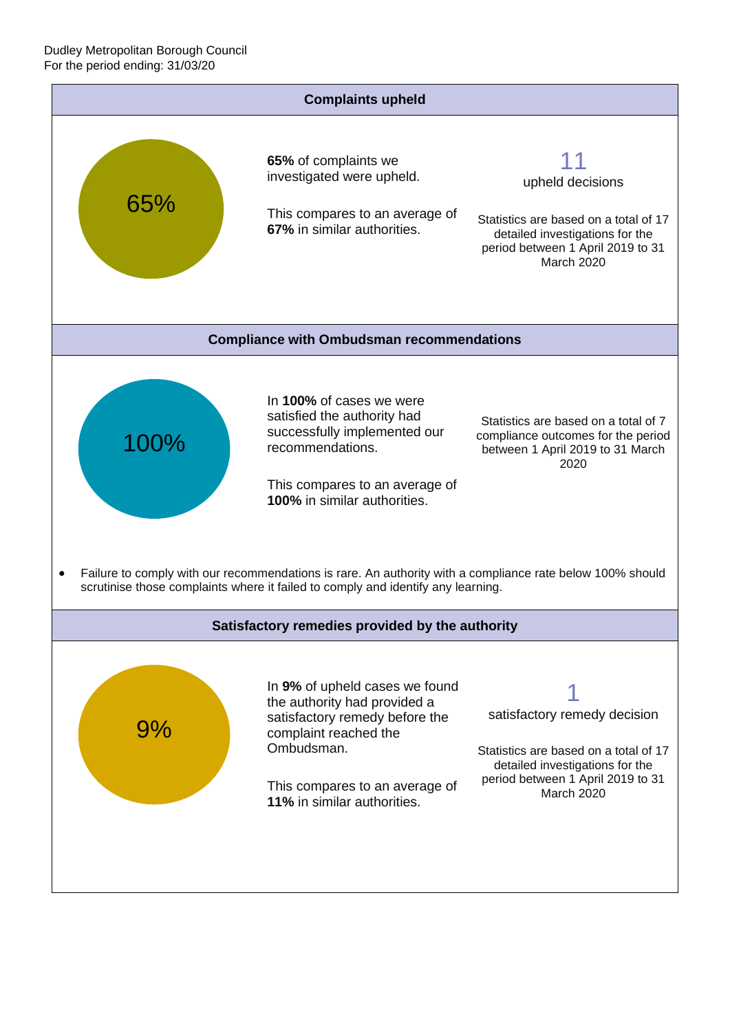Dudley Metropolitan Borough Council
For the period ending: 31/03/20

## Complaints upheld

65%

**65%** of complaints we investigated were upheld.

This compares to an average of **67%** in similar authorities.

11
upheld decisions

Statistics are based on a total of 17 detailed investigations for the period between 1 April 2019 to 31 March 2020

## Compliance with Ombudsman recommendations

100%

In **100%** of cases we were satisfied the authority had successfully implemented our recommendations.

This compares to an average of **100%** in similar authorities.

Statistics are based on a total of 7 compliance outcomes for the period between 1 April 2019 to 31 March 2020

- Failure to comply with our recommendations is rare. An authority with a compliance rate below 100% should scrutinise those complaints where it failed to comply and identify any learning.

## Satisfactory remedies provided by the authority

9%

In **9%** of upheld cases we found the authority had provided a satisfactory remedy before the complaint reached the Ombudsman.

This compares to an average of **11%** in similar authorities.

1
satisfactory remedy decision

Statistics are based on a total of 17 detailed investigations for the period between 1 April 2019 to 31 March 2020